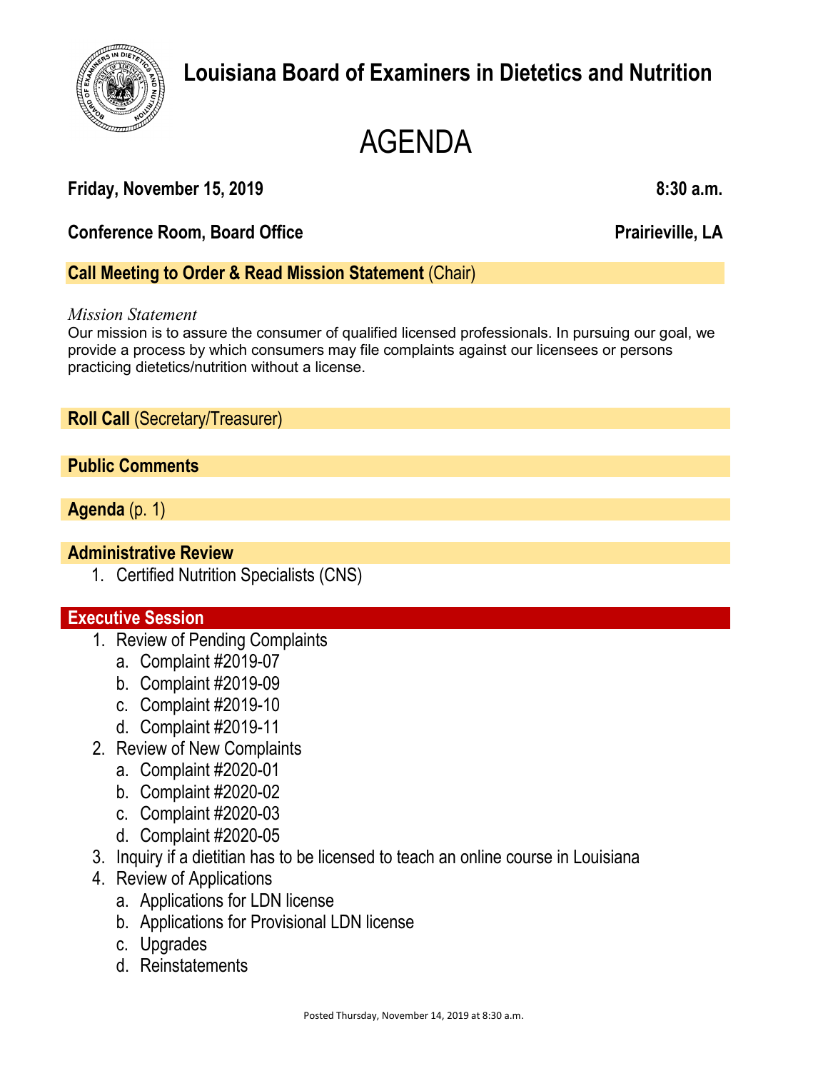# Louisiana Board of Examiners in Dietetics and Nutrition

# AGENDA

**Friday, November 15, 2019** **8:30 a.m.**

**Conference Room, Board Office** **Prairieville, LA**

## Call Meeting to Order & Read Mission Statement (Chair)

*Mission Statement*
Our mission is to assure the consumer of qualified licensed professionals. In pursuing our goal, we provide a process by which consumers may file complaints against our licensees or persons practicing dietetics/nutrition without a license.

## Roll Call (Secretary/Treasurer)

## Public Comments

## Agenda (p. 1)

## Administrative Review

1. Certified Nutrition Specialists (CNS)

## Executive Session

1. Review of Pending Complaints
   a. Complaint #2019-07
   b. Complaint #2019-09
   c. Complaint #2019-10
   d. Complaint #2019-11
2. Review of New Complaints
   a. Complaint #2020-01
   b. Complaint #2020-02
   c. Complaint #2020-03
   d. Complaint #2020-05
3. Inquiry if a dietitian has to be licensed to teach an online course in Louisiana
4. Review of Applications
   a. Applications for LDN license
   b. Applications for Provisional LDN license
   c. Upgrades
   d. Reinstatements

Posted Thursday, November 14, 2019 at 8:30 a.m.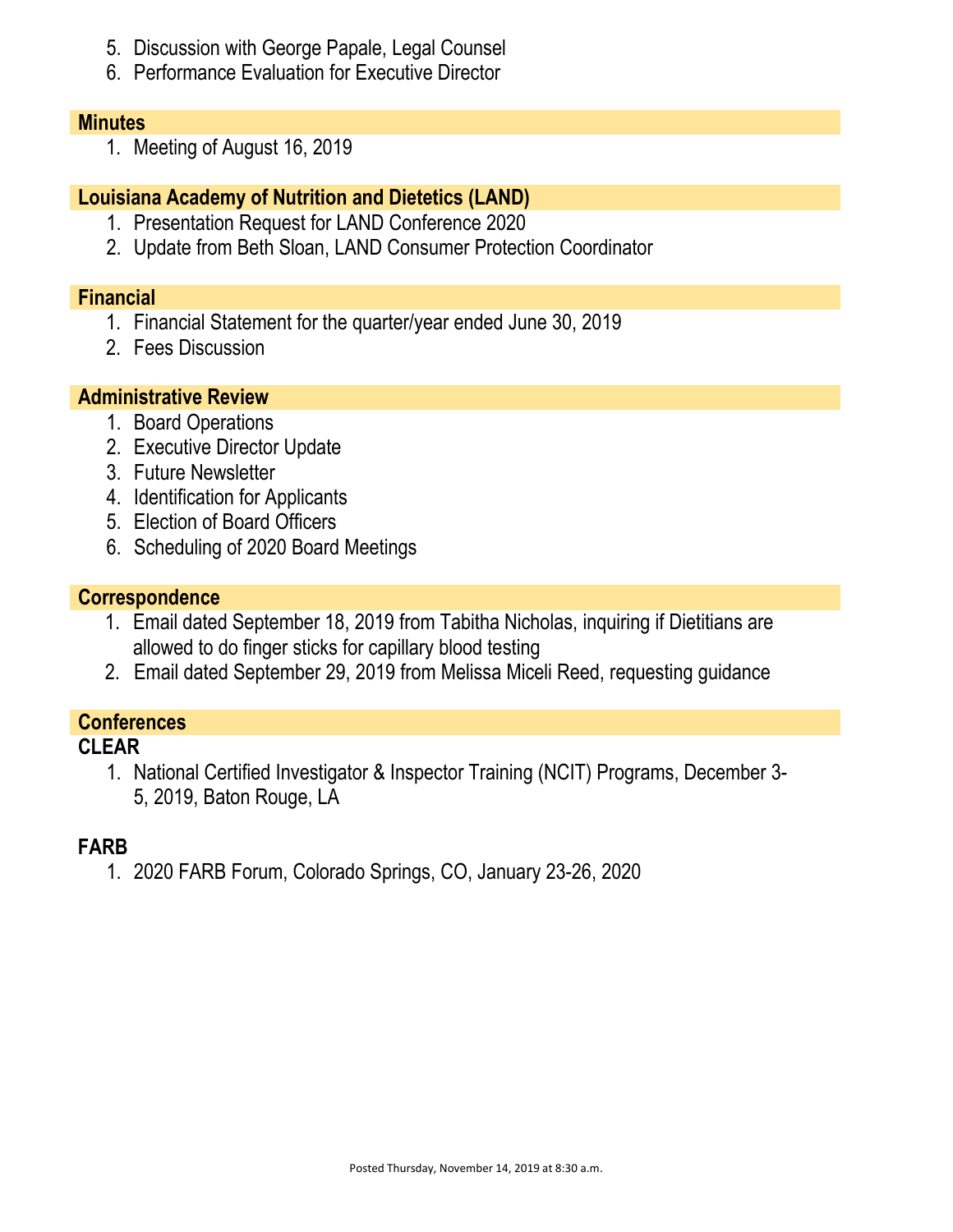5. Discussion with George Papale, Legal Counsel
6. Performance Evaluation for Executive Director

## Minutes

1. Meeting of August 16, 2019

## Louisiana Academy of Nutrition and Dietetics (LAND)

1. Presentation Request for LAND Conference 2020
2. Update from Beth Sloan, LAND Consumer Protection Coordinator

## Financial

1. Financial Statement for the quarter/year ended June 30, 2019
2. Fees Discussion

## Administrative Review

1. Board Operations
2. Executive Director Update
3. Future Newsletter
4. Identification for Applicants
5. Election of Board Officers
6. Scheduling of 2020 Board Meetings

## Correspondence

1. Email dated September 18, 2019 from Tabitha Nicholas, inquiring if Dietitians are allowed to do finger sticks for capillary blood testing
2. Email dated September 29, 2019 from Melissa Miceli Reed, requesting guidance

## Conferences

### CLEAR

1. National Certified Investigator & Inspector Training (NCIT) Programs, December 3-5, 2019, Baton Rouge, LA

### FARB

1. 2020 FARB Forum, Colorado Springs, CO, January 23-26, 2020

Posted Thursday, November 14, 2019 at 8:30 a.m.